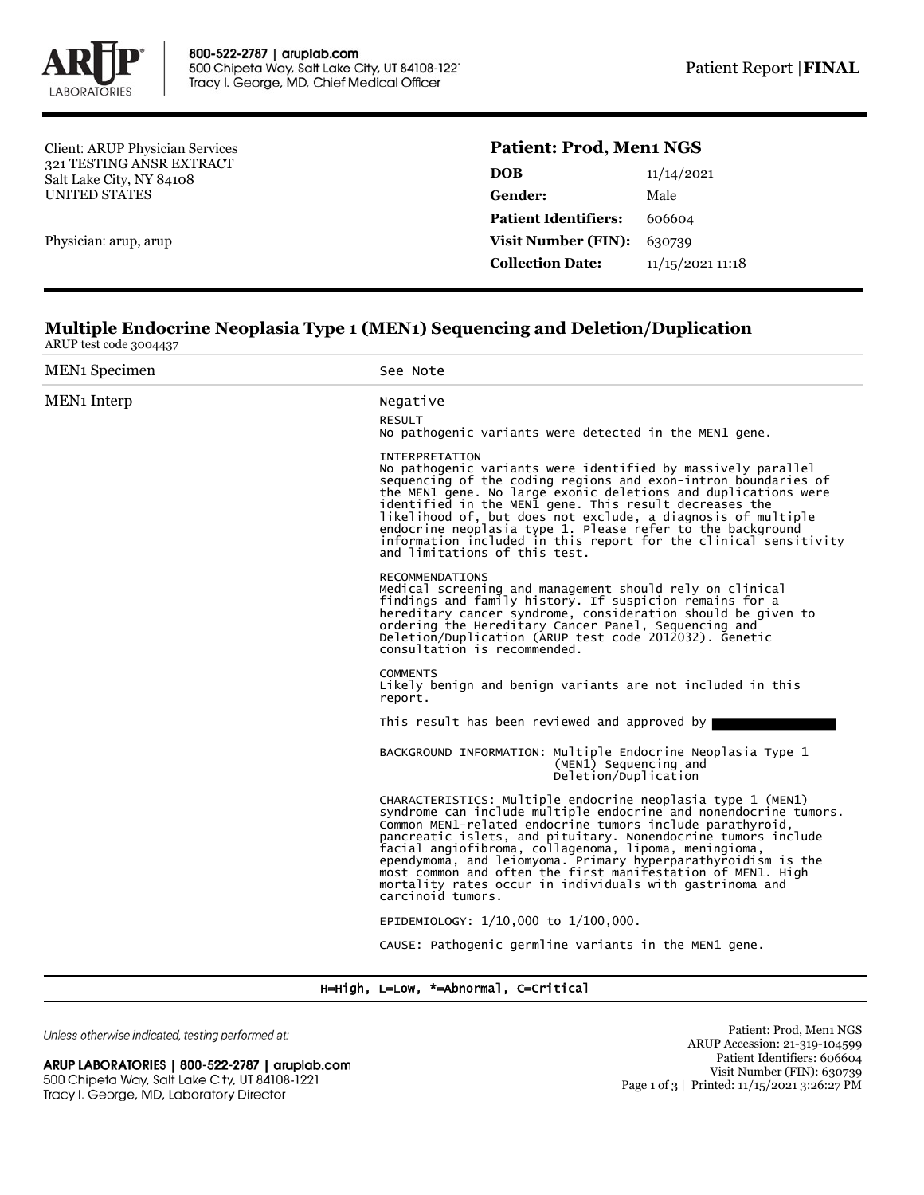800-522-2787 | aruplab.com
500 Chipeta Way, Salt Lake City, UT 84108-1221
Tracy I. George, MD, Chief Medical Officer

Patient Report | **FINAL**

Client: ARUP Physician Services
321 TESTING ANSR EXTRACT
Salt Lake City, NY 84108
UNITED STATES

Physician: arup, arup

## Patient: Prod, Men1 NGS

| | |
|---|---|
| **DOB** | 11/14/2021 |
| **Gender:** | Male |
| **Patient Identifiers:** | 606604 |
| **Visit Number (FIN):** | 630739 |
| **Collection Date:** | 11/15/2021 11:18 |

## Multiple Endocrine Neoplasia Type 1 (MEN1) Sequencing and Deletion/Duplication

ARUP test code 3004437

| | |
|---|---|
| MEN1 Specimen | See Note |
| MEN1 Interp | Negative |

RESULT
No pathogenic variants were detected in the MEN1 gene.

INTERPRETATION
No pathogenic variants were identified by massively parallel sequencing of the coding regions and exon-intron boundaries of the MEN1 gene. No large exonic deletions and duplications were identified in the MEN1 gene. This result decreases the likelihood of, but does not exclude, a diagnosis of multiple endocrine neoplasia type 1. Please refer to the background information included in this report for the clinical sensitivity and limitations of this test.

RECOMMENDATIONS
Medical screening and management should rely on clinical findings and family history. If suspicion remains for a hereditary cancer syndrome, consideration should be given to ordering the Hereditary Cancer Panel, Sequencing and Deletion/Duplication (ARUP test code 2012032). Genetic consultation is recommended.

COMMENTS
Likely benign and benign variants are not included in this report.

This result has been reviewed and approved by

BACKGROUND INFORMATION: Multiple Endocrine Neoplasia Type 1 (MEN1) Sequencing and Deletion/Duplication

CHARACTERISTICS: Multiple endocrine neoplasia type 1 (MEN1) syndrome can include multiple endocrine and nonendocrine tumors. Common MEN1-related endocrine tumors include parathyroid, pancreatic islets, and pituitary. Nonendocrine tumors include facial angiofibroma, collagenoma, lipoma, meningioma, ependymoma, and leiomyoma. Primary hyperparathyroidism is the most common and often the first manifestation of MEN1. High mortality rates occur in individuals with gastrinoma and carcinoid tumors.

EPIDEMIOLOGY: 1/10,000 to 1/100,000.

CAUSE: Pathogenic germline variants in the MEN1 gene.

H=High, L=Low, *=Abnormal, C=Critical

*Unless otherwise indicated, testing performed at:*

**ARUP LABORATORIES | 800-522-2787 | aruplab.com**
500 Chipeta Way, Salt Lake City, UT 84108-1221
Tracy I. George, MD, Laboratory Director

Patient: Prod, Men1 NGS
ARUP Accession: 21-319-104599
Patient Identifiers: 606604
Visit Number (FIN): 630739
Printed: 11/15/2021 3:26:27 PM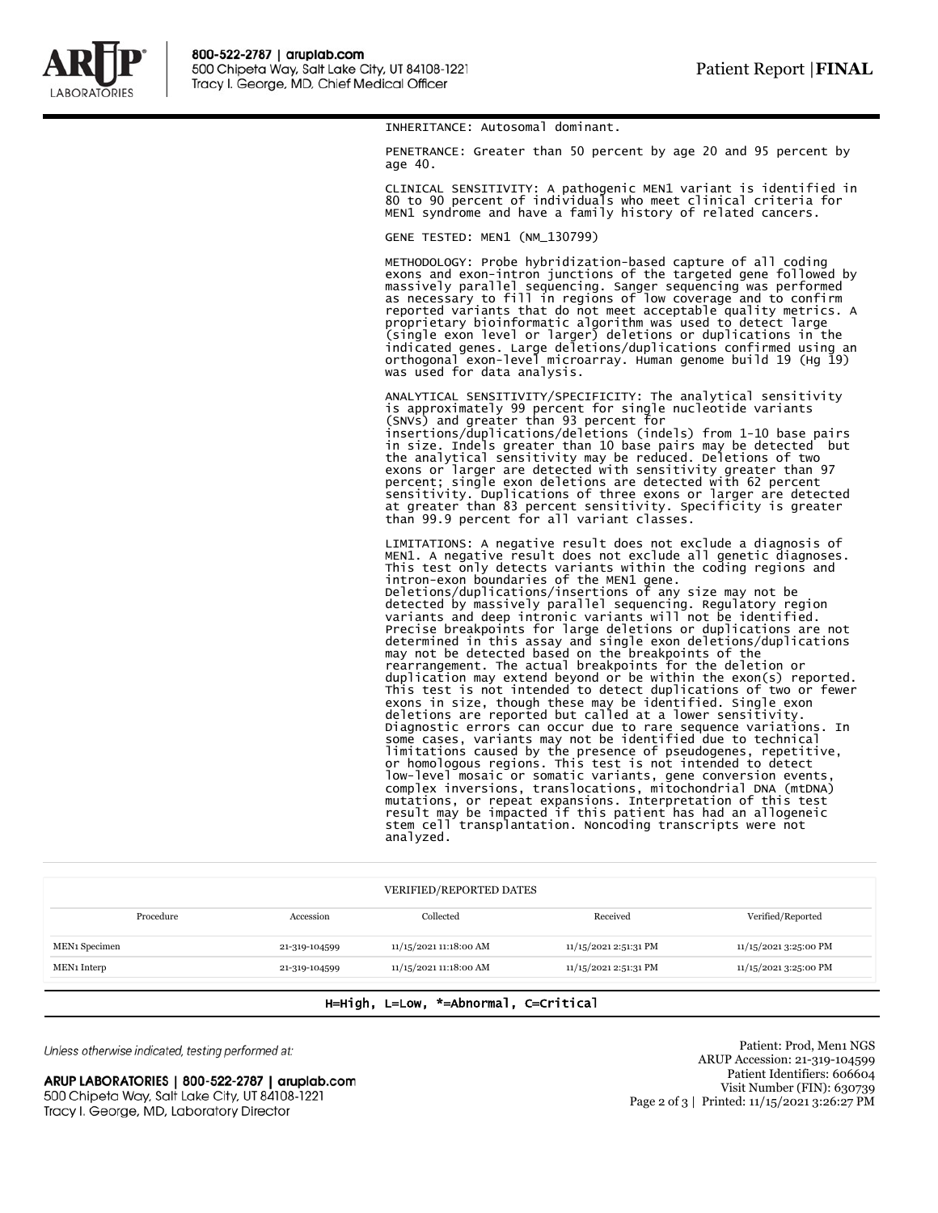INHERITANCE: Autosomal dominant.

PENETRANCE: Greater than 50 percent by age 20 and 95 percent by age 40.

CLINICAL SENSITIVITY: A pathogenic MEN1 variant is identified in 80 to 90 percent of individuals who meet clinical criteria for MEN1 syndrome and have a family history of related cancers.

GENE TESTED: MEN1 (NM_130799)

METHODOLOGY: Probe hybridization-based capture of all coding exons and exon-intron junctions of the targeted gene followed by massively parallel sequencing. Sanger sequencing was performed as necessary to fill in regions of low coverage and to confirm reported variants that do not meet acceptable quality metrics. A proprietary bioinformatic algorithm was used to detect large (single exon level or larger) deletions or duplications in the indicated genes. Large deletions/duplications confirmed using an orthogonal exon-level microarray. Human genome build 19 (Hg 19) was used for data analysis.

ANALYTICAL SENSITIVITY/SPECIFICITY: The analytical sensitivity is approximately 99 percent for single nucleotide variants (SNVs) and greater than 93 percent for insertions/duplications/deletions (indels) from 1-10 base pairs in size. Indels greater than 10 base pairs may be detected but the analytical sensitivity may be reduced. Deletions of two exons or larger are detected with sensitivity greater than 97 percent; single exon deletions are detected with 62 percent sensitivity. Duplications of three exons or larger are detected at greater than 83 percent sensitivity. Specificity is greater than 99.9 percent for all variant classes.

LIMITATIONS: A negative result does not exclude a diagnosis of MEN1. A negative result does not exclude all genetic diagnoses. This test only detects variants within the coding regions and intron-exon boundaries of the MEN1 gene. Deletions/duplications/insertions of any size may not be detected by massively parallel sequencing. Regulatory region variants and deep intronic variants will not be identified. Precise breakpoints for large deletions or duplications are not determined in this assay and single exon deletions/duplications may not be detected based on the breakpoints of the rearrangement. The actual breakpoints for the deletion or duplication may extend beyond or be within the exon(s) reported. This test is not intended to detect duplications of two or fewer exons in size, though these may be identified. Single exon deletions are reported but called at a lower sensitivity. Diagnostic errors can occur due to rare sequence variations. In some cases, variants may not be identified due to technical limitations caused by the presence of pseudogenes, repetitive, or homologous regions. This test is not intended to detect low-level mosaic or somatic variants, gene conversion events, complex inversions, translocations, mitochondrial DNA (mtDNA) mutations, or repeat expansions. Interpretation of this test result may be impacted if this patient has had an allogeneic stem cell transplantation. Noncoding transcripts were not analyzed.

VERIFIED/REPORTED DATES

| Procedure | Accession | Collected | Received | Verified/Reported |
|---|---|---|---|---|
| MEN1 Specimen | 21-319-104599 | 11/15/2021 11:18:00 AM | 11/15/2021 2:51:31 PM | 11/15/2021 3:25:00 PM |
| MEN1 Interp | 21-319-104599 | 11/15/2021 11:18:00 AM | 11/15/2021 2:51:31 PM | 11/15/2021 3:25:00 PM |

H=High, L=Low, *=Abnormal, C=Critical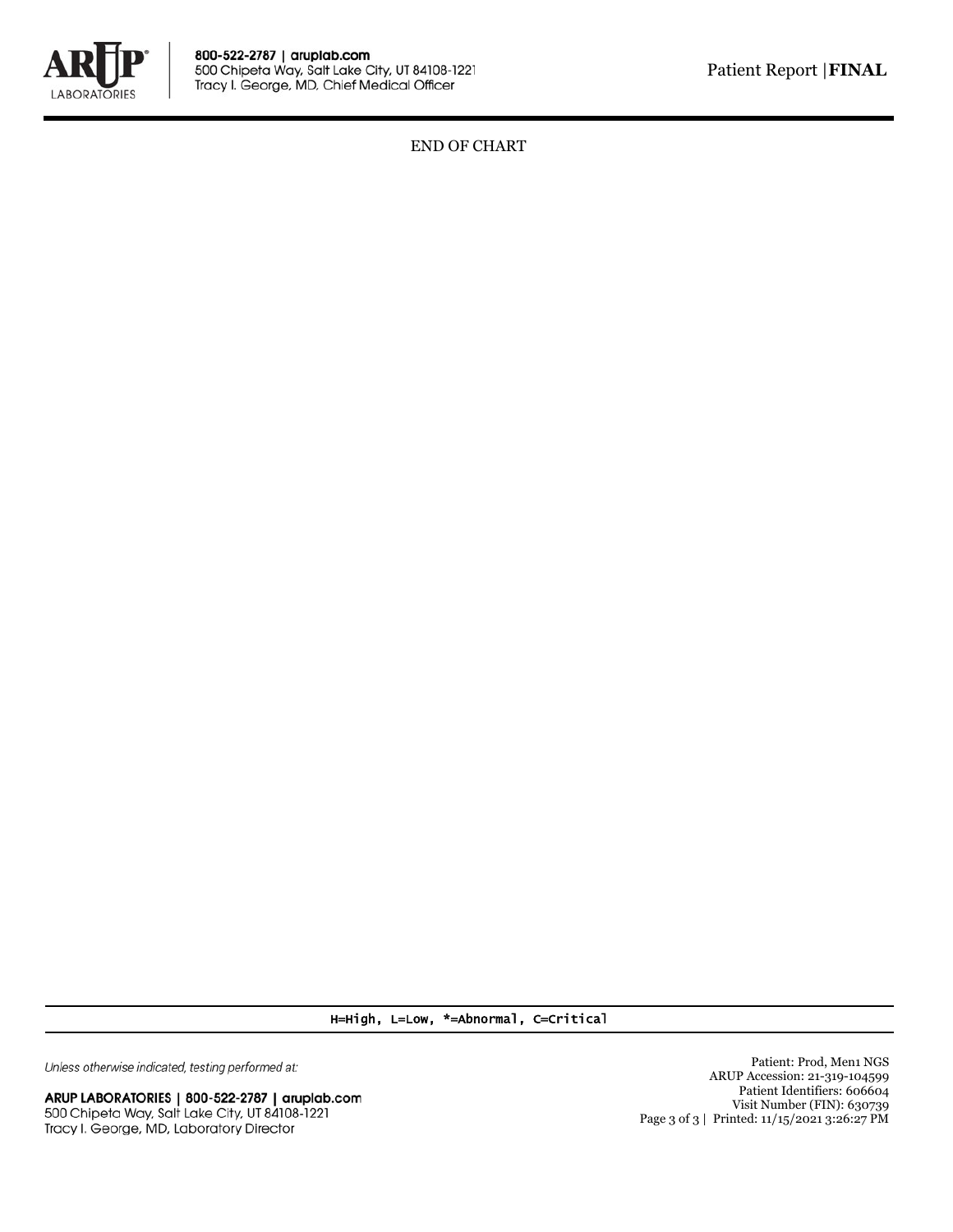END OF CHART

H=High, L=Low, *=Abnormal, C=Critical

*Unless otherwise indicated, testing performed at:*

**ARUP LABORATORIES | 800-522-2787 | aruplab.com**
500 Chipeta Way, Salt Lake City, UT 84108-1221
Tracy I. George, MD, Laboratory Director

Patient: Prod, Men1 NGS
ARUP Accession: 21-319-104599
Patient Identifiers: 606604
Visit Number (FIN): 630739
Printed: 11/15/2021 3:26:27 PM